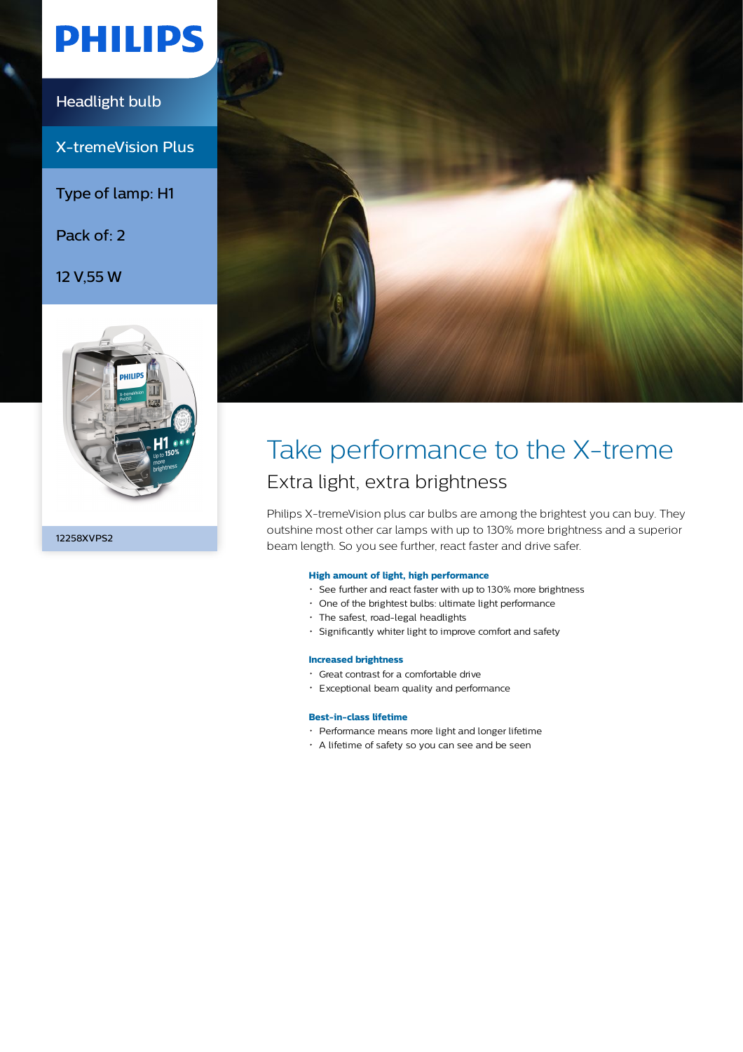# PHILIPS

Headlight bulb

X-tremeVision Plus

Type of lamp: H1

Pack of: 2

12 V,55 W

12258XVPS2

# Take performance to the X-treme

## Extra light, extra brightness

Philips X-tremeVision plus car bulbs are among the brightest you can buy. They outshine most other car lamps with up to 130% more brightness and a superior beam length. So you see further, react faster and drive safer.

**High amount of light, high performance**

- See further and react faster with up to 130% more brightness
- One of the brightest bulbs: ultimate light performance
- The safest, road-legal headlights
- Significantly whiter light to improve comfort and safety

**Increased brightness**

- Great contrast for a comfortable drive
- Exceptional beam quality and performance

**Best-in-class lifetime**

- Performance means more light and longer lifetime
- A lifetime of safety so you can see and be seen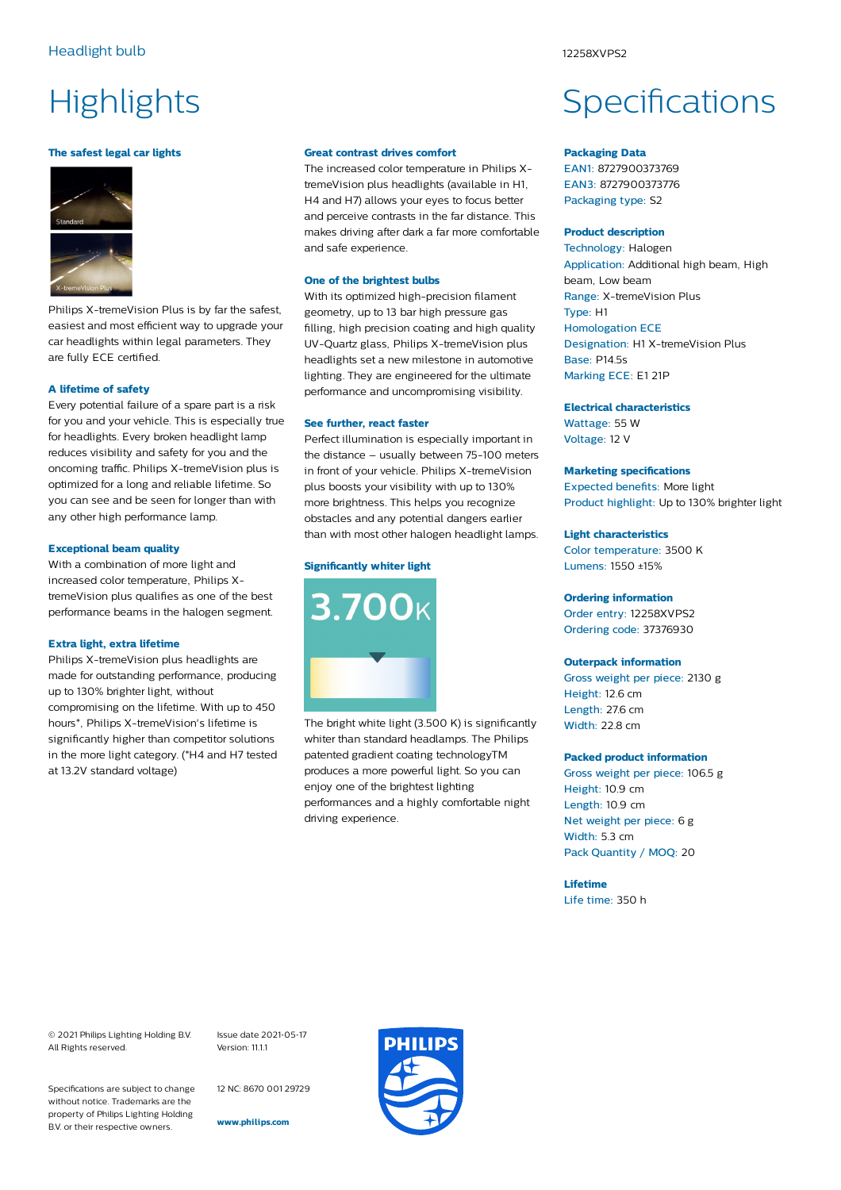Headline: Headlight bulb

12258XVPS2

# Highlights

### The safest legal car lights

Standard

X-tremeVision Plus

Philips X-tremeVision Plus is by far the safest, easiest and most efficient way to upgrade your car headlights within legal parameters. They are fully ECE certified.

### A lifetime of safety

Every potential failure of a spare part is a risk for you and your vehicle. This is especially true for headlights. Every broken headlight lamp reduces visibility and safety for you and the oncoming traffic. Philips X-tremeVision plus is optimized for a long and reliable lifetime. So you can see and be seen for longer than with any other high performance lamp.

### Exceptional beam quality

With a combination of more light and increased color temperature, Philips X-tremeVision plus qualifies as one of the best performance beams in the halogen segment.

### Extra light, extra lifetime

Philips X-tremeVision plus headlights are made for outstanding performance, producing up to 130% brighter light, without compromising on the lifetime. With up to 450 hours*, Philips X-tremeVision's lifetime is significantly higher than competitor solutions in the more light category. (*H4 and H7 tested at 13.2V standard voltage)

### Great contrast drives comfort

The increased color temperature in Philips X-tremeVision plus headlights (available in H1, H4 and H7) allows your eyes to focus better and perceive contrasts in the far distance. This makes driving after dark a far more comfortable and safe experience.

### One of the brightest bulbs

With its optimized high-precision filament geometry, up to 13 bar high pressure gas filling, high precision coating and high quality UV-Quartz glass, Philips X-tremeVision plus headlights set a new milestone in automotive lighting. They are engineered for the ultimate performance and uncompromising visibility.

### See further, react faster

Perfect illumination is especially important in the distance – usually between 75-100 meters in front of your vehicle. Philips X-tremeVision plus boosts your visibility with up to 130% more brightness. This helps you recognize obstacles and any potential dangers earlier than with most other halogen headlight lamps.

### Significantly whiter light

3.700K

The bright white light (3.500 K) is significantly whiter than standard headlamps. The Philips patented gradient coating technologyTM produces a more powerful light. So you can enjoy one of the brightest lighting performances and a highly comfortable night driving experience.

# Specifications

### Packaging Data
- EAN1: 8727900373769
- EAN3: 8727900373776
- Packaging type: S2

### Product description
- Technology: Halogen
- Application: Additional high beam, High beam, Low beam
- Range: X-tremeVision Plus
- Type: H1
- Homologation ECE
- Designation: H1 X-tremeVision Plus
- Base: P14.5s
- Marking ECE: E1 21P

### Electrical characteristics
- Wattage: 55 W
- Voltage: 12 V

### Marketing specifications
- Expected benefits: More light
- Product highlight: Up to 130% brighter light

### Light characteristics
- Color temperature: 3500 K
- Lumens: 1550 ±15%

### Ordering information
- Order entry: 12258XVPS2
- Ordering code: 37376930

### Outerpack information
- Gross weight per piece: 2130 g
- Height: 12.6 cm
- Length: 27.6 cm
- Width: 22.8 cm

### Packed product information
- Gross weight per piece: 106.5 g
- Height: 10.9 cm
- Length: 10.9 cm
- Net weight per piece: 6 g
- Width: 5.3 cm
- Pack Quantity / MOQ: 20

### Lifetime
- Life time: 350 h

© 2021 Philips Lighting Holding B.V. All Rights reserved.

Specifications are subject to change without notice. Trademarks are the property of Philips Lighting Holding B.V. or their respective owners.

Issue date 2021-05-17
Version: 11.1.1

12 NC: 8670 001 29729

www.philips.com

PHILIPS